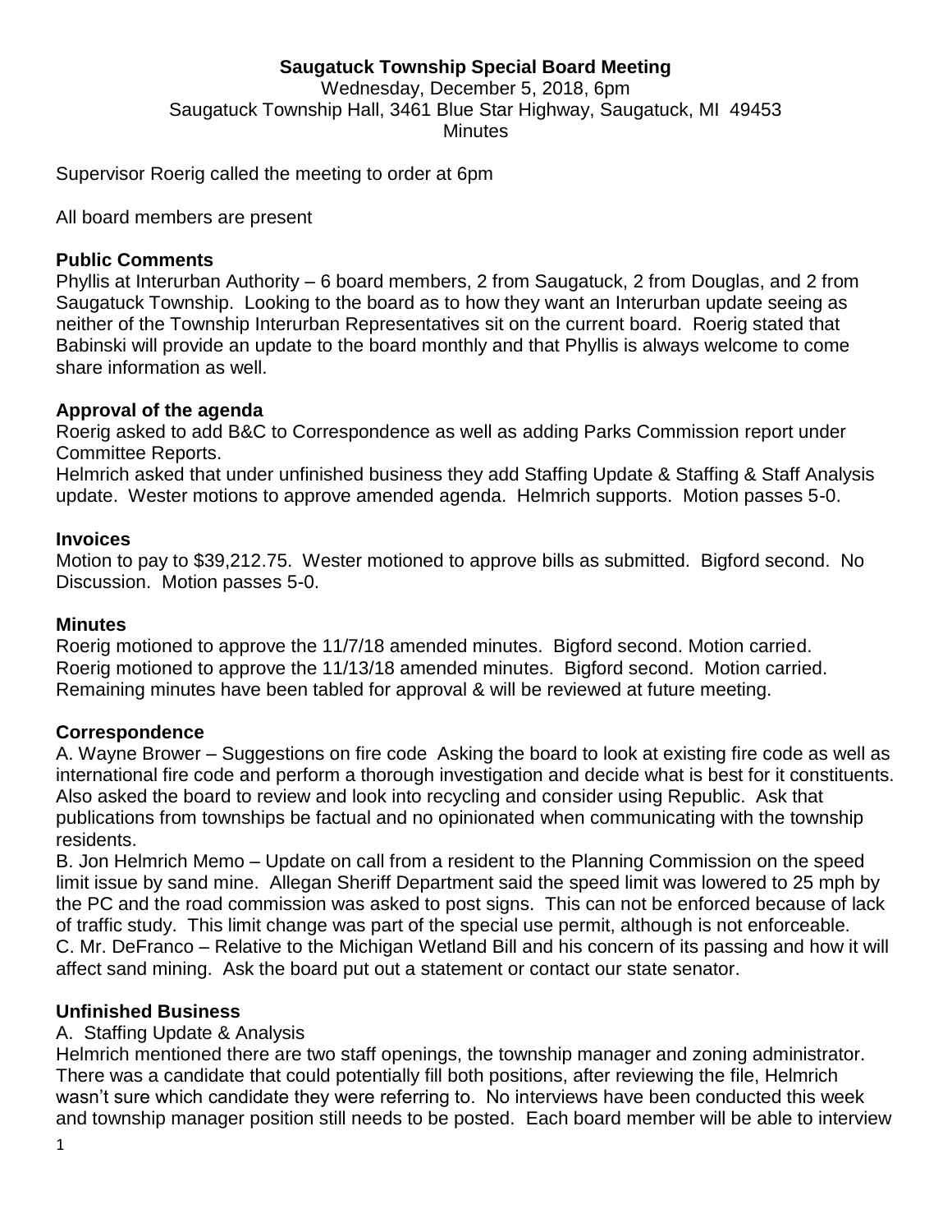# Saugatuck Township Special Board Meeting

Wednesday, December 5, 2018, 6pm
Saugatuck Township Hall, 3461 Blue Star Highway, Saugatuck, MI 49453
Minutes

Supervisor Roerig called the meeting to order at 6pm

All board members are present

## Public Comments

Phyllis at Interurban Authority – 6 board members, 2 from Saugatuck, 2 from Douglas, and 2 from Saugatuck Township. Looking to the board as to how they want an Interurban update seeing as neither of the Township Interurban Representatives sit on the current board. Roerig stated that Babinski will provide an update to the board monthly and that Phyllis is always welcome to come share information as well.

## Approval of the agenda

Roerig asked to add B&C to Correspondence as well as adding Parks Commission report under Committee Reports.
Helmrich asked that under unfinished business they add Staffing Update & Staffing & Staff Analysis update. Wester motions to approve amended agenda. Helmrich supports. Motion passes 5-0.

## Invoices

Motion to pay to $39,212.75. Wester motioned to approve bills as submitted. Bigford second. No Discussion. Motion passes 5-0.

## Minutes

Roerig motioned to approve the 11/7/18 amended minutes. Bigford second. Motion carried.
Roerig motioned to approve the 11/13/18 amended minutes. Bigford second. Motion carried.
Remaining minutes have been tabled for approval & will be reviewed at future meeting.

## Correspondence

A. Wayne Brower – Suggestions on fire code Asking the board to look at existing fire code as well as international fire code and perform a thorough investigation and decide what is best for it constituents. Also asked the board to review and look into recycling and consider using Republic. Ask that publications from townships be factual and no opinionated when communicating with the township residents.

B. Jon Helmrich Memo – Update on call from a resident to the Planning Commission on the speed limit issue by sand mine. Allegan Sheriff Department said the speed limit was lowered to 25 mph by the PC and the road commission was asked to post signs. This can not be enforced because of lack of traffic study. This limit change was part of the special use permit, although is not enforceable.

C. Mr. DeFranco – Relative to the Michigan Wetland Bill and his concern of its passing and how it will affect sand mining. Ask the board put out a statement or contact our state senator.

## Unfinished Business

A. Staffing Update & Analysis

Helmrich mentioned there are two staff openings, the township manager and zoning administrator. There was a candidate that could potentially fill both positions, after reviewing the file, Helmrich wasn't sure which candidate they were referring to. No interviews have been conducted this week and township manager position still needs to be posted. Each board member will be able to interview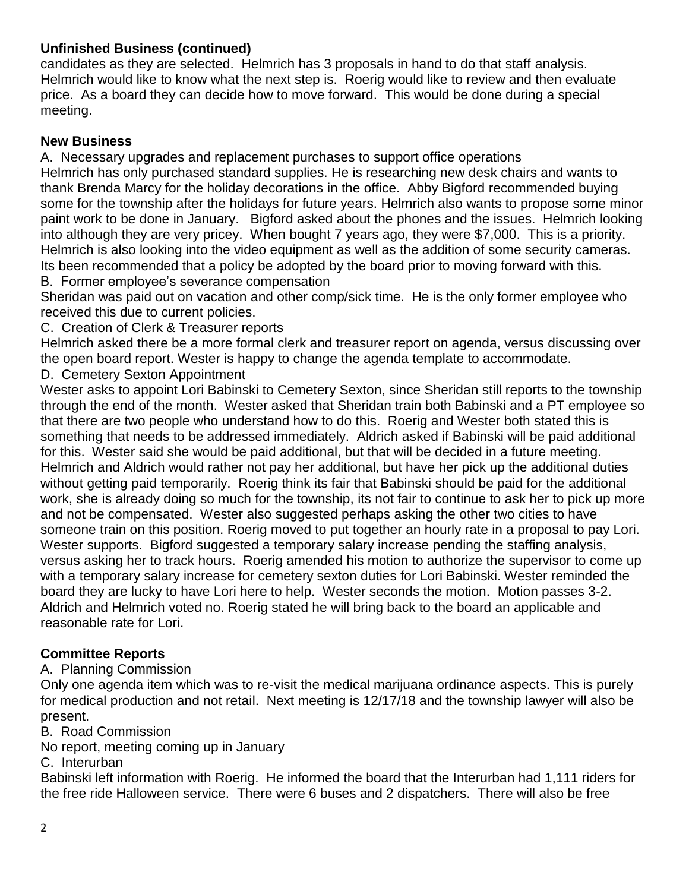**Unfinished Business (continued)**

candidates as they are selected. Helmrich has 3 proposals in hand to do that staff analysis. Helmrich would like to know what the next step is. Roerig would like to review and then evaluate price. As a board they can decide how to move forward. This would be done during a special meeting.

**New Business**

A. Necessary upgrades and replacement purchases to support office operations

Helmrich has only purchased standard supplies. He is researching new desk chairs and wants to thank Brenda Marcy for the holiday decorations in the office. Abby Bigford recommended buying some for the township after the holidays for future years. Helmrich also wants to propose some minor paint work to be done in January. Bigford asked about the phones and the issues. Helmrich looking into although they are very pricey. When bought 7 years ago, they were $7,000. This is a priority. Helmrich is also looking into the video equipment as well as the addition of some security cameras. Its been recommended that a policy be adopted by the board prior to moving forward with this.

B. Former employee's severance compensation

Sheridan was paid out on vacation and other comp/sick time. He is the only former employee who received this due to current policies.

C. Creation of Clerk & Treasurer reports

Helmrich asked there be a more formal clerk and treasurer report on agenda, versus discussing over the open board report. Wester is happy to change the agenda template to accommodate.

D. Cemetery Sexton Appointment

Wester asks to appoint Lori Babinski to Cemetery Sexton, since Sheridan still reports to the township through the end of the month. Wester asked that Sheridan train both Babinski and a PT employee so that there are two people who understand how to do this. Roerig and Wester both stated this is something that needs to be addressed immediately. Aldrich asked if Babinski will be paid additional for this. Wester said she would be paid additional, but that will be decided in a future meeting. Helmrich and Aldrich would rather not pay her additional, but have her pick up the additional duties without getting paid temporarily. Roerig think its fair that Babinski should be paid for the additional work, she is already doing so much for the township, its not fair to continue to ask her to pick up more and not be compensated. Wester also suggested perhaps asking the other two cities to have someone train on this position. Roerig moved to put together an hourly rate in a proposal to pay Lori. Wester supports. Bigford suggested a temporary salary increase pending the staffing analysis, versus asking her to track hours. Roerig amended his motion to authorize the supervisor to come up with a temporary salary increase for cemetery sexton duties for Lori Babinski. Wester reminded the board they are lucky to have Lori here to help. Wester seconds the motion. Motion passes 3-2. Aldrich and Helmrich voted no. Roerig stated he will bring back to the board an applicable and reasonable rate for Lori.

**Committee Reports**

A. Planning Commission

Only one agenda item which was to re-visit the medical marijuana ordinance aspects. This is purely for medical production and not retail. Next meeting is 12/17/18 and the township lawyer will also be present.

B. Road Commission

No report, meeting coming up in January

C. Interurban

Babinski left information with Roerig. He informed the board that the Interurban had 1,111 riders for the free ride Halloween service. There were 6 buses and 2 dispatchers. There will also be free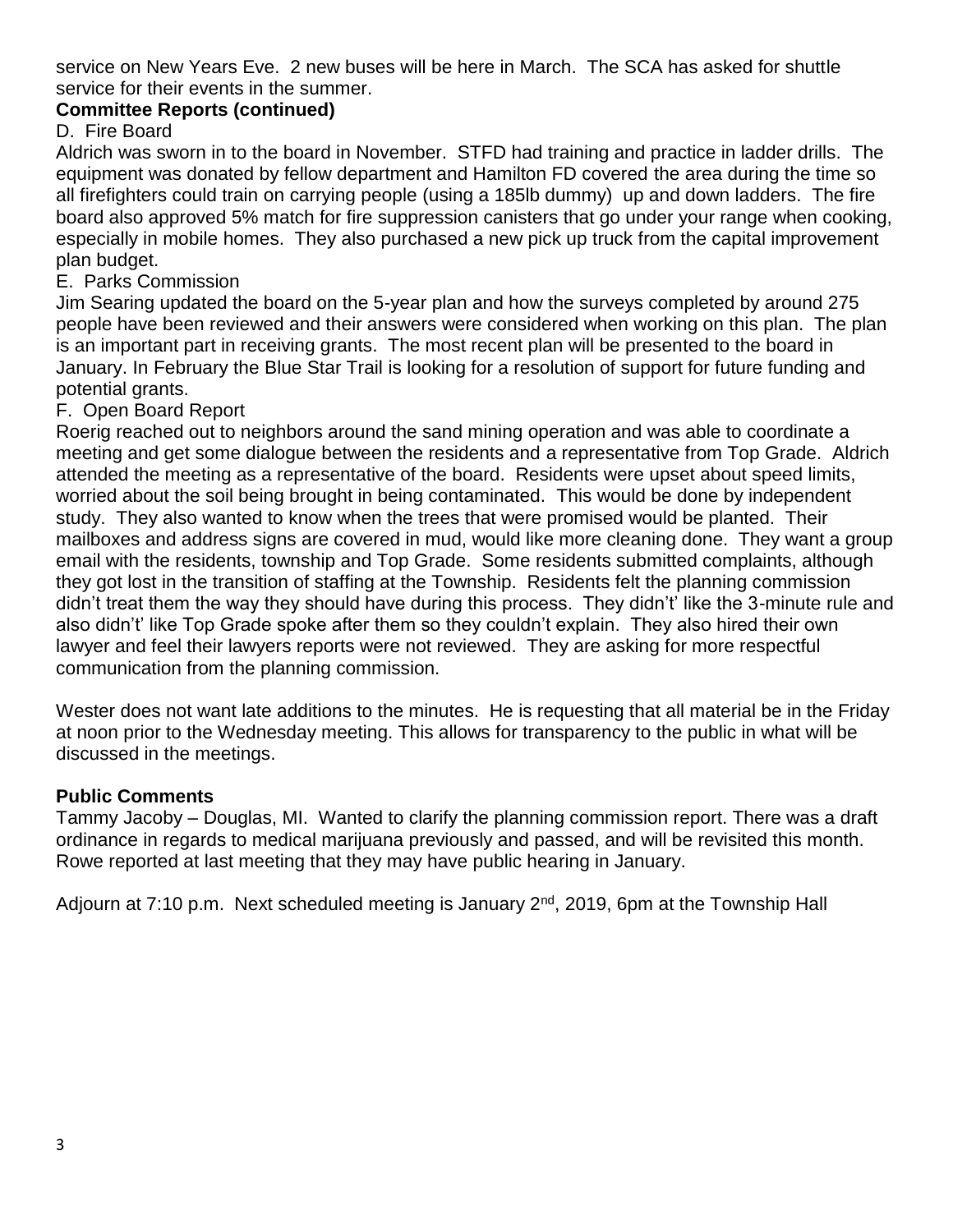service on New Years Eve. 2 new buses will be here in March. The SCA has asked for shuttle service for their events in the summer.

**Committee Reports (continued)**

D. Fire Board

Aldrich was sworn in to the board in November. STFD had training and practice in ladder drills. The equipment was donated by fellow department and Hamilton FD covered the area during the time so all firefighters could train on carrying people (using a 185lb dummy) up and down ladders. The fire board also approved 5% match for fire suppression canisters that go under your range when cooking, especially in mobile homes. They also purchased a new pick up truck from the capital improvement plan budget.

E. Parks Commission

Jim Searing updated the board on the 5-year plan and how the surveys completed by around 275 people have been reviewed and their answers were considered when working on this plan. The plan is an important part in receiving grants. The most recent plan will be presented to the board in January. In February the Blue Star Trail is looking for a resolution of support for future funding and potential grants.

F. Open Board Report

Roerig reached out to neighbors around the sand mining operation and was able to coordinate a meeting and get some dialogue between the residents and a representative from Top Grade. Aldrich attended the meeting as a representative of the board. Residents were upset about speed limits, worried about the soil being brought in being contaminated. This would be done by independent study. They also wanted to know when the trees that were promised would be planted. Their mailboxes and address signs are covered in mud, would like more cleaning done. They want a group email with the residents, township and Top Grade. Some residents submitted complaints, although they got lost in the transition of staffing at the Township. Residents felt the planning commission didn't treat them the way they should have during this process. They didn't' like the 3-minute rule and also didn't' like Top Grade spoke after them so they couldn't explain. They also hired their own lawyer and feel their lawyers reports were not reviewed. They are asking for more respectful communication from the planning commission.

Wester does not want late additions to the minutes. He is requesting that all material be in the Friday at noon prior to the Wednesday meeting. This allows for transparency to the public in what will be discussed in the meetings.

**Public Comments**

Tammy Jacoby – Douglas, MI. Wanted to clarify the planning commission report. There was a draft ordinance in regards to medical marijuana previously and passed, and will be revisited this month. Rowe reported at last meeting that they may have public hearing in January.

Adjourn at 7:10 p.m. Next scheduled meeting is January 2nd, 2019, 6pm at the Township Hall